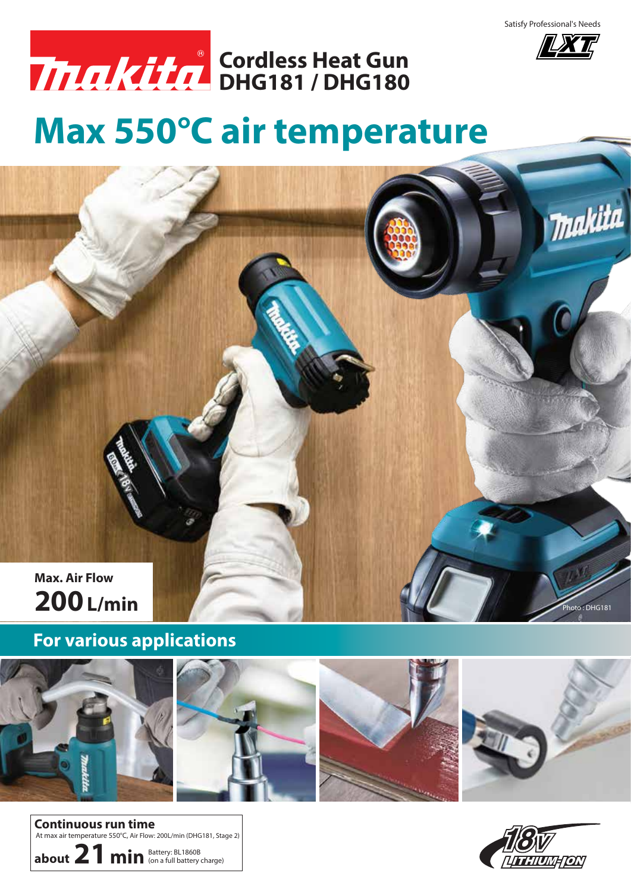Satisfy Professional's Needs

# Cordless Heat Gun DHG181 / DHG180

# Max 550°C air temperature

**Max. Air Flow**

**200 L/min**

Photo : DHG181

## For various applications

**Continuous run time**

At max air temperature 550°C, Air Flow: 200L/min (DHG181, Stage 2)

**about 21 min** Battery: BL1860B (on a full battery charge)

18V LITHIUM-ION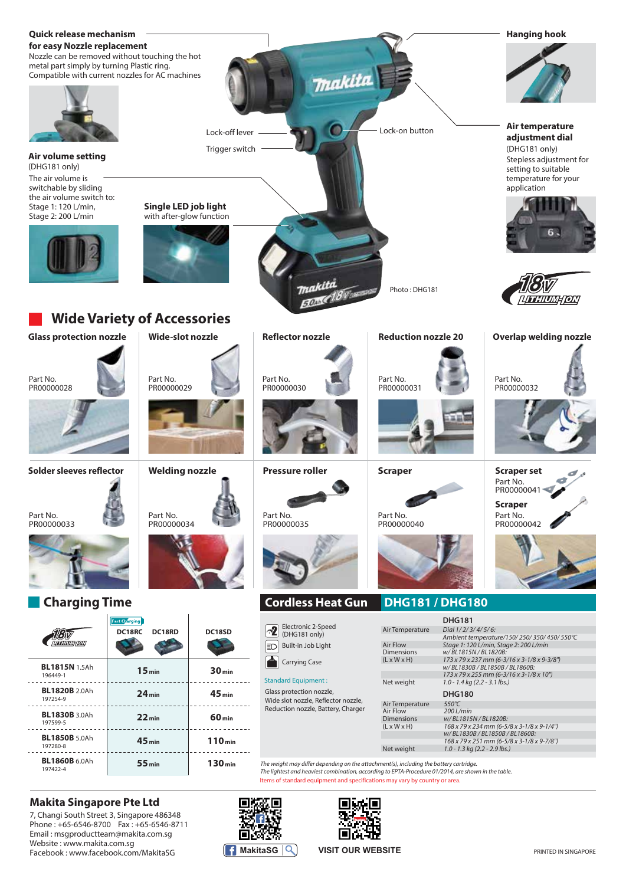**Quick release mechanism for easy Nozzle replacement**
Nozzle can be removed without touching the hot metal part simply by turning Plastic ring.
Compatible with current nozzles for AC machines

**Hanging hook**

Lock-off lever

Trigger switch

Lock-on button

**Air volume setting**
(DHG181 only)
The air volume is switchable by sliding the air volume switch to:
Stage 1: 120 L/min,
Stage 2: 200 L/min

**Single LED job light**
with after-glow function

**Air temperature adjustment dial**
(DHG181 only)
Stepless adjustment for setting to suitable temperature for your application

Photo : DHG181

18V LITHIUM-ION

## Wide Variety of Accessories

**Glass protection nozzle**
Part No.
PR00000028

**Wide-slot nozzle**
Part No.
PR00000029

**Reflector nozzle**
Part No.
PR00000030

**Reduction nozzle 20**
Part No.
PR00000031

**Overlap welding nozzle**
Part No.
PR00000032

**Solder sleeves reflector**
Part No.
PR00000033

**Welding nozzle**
Part No.
PR00000034

**Pressure roller**
Part No.
PR00000035

**Scraper**
Part No.
PR00000040

**Scraper set**
Part No.
PR00000041

**Scraper**
Part No.
PR00000042

## Charging Time

| 18V LITHIUM-ION | DC18RC (Fast Charging) | DC18RD (Fast Charging) | DC18SD |
|---|---|---|---|
| **BL1815N** 1.5Ah 196449-1 | 15 min | | 30 min |
| **BL1820B** 2.0Ah 197254-9 | 24 min | | 45 min |
| **BL1830B** 3.0Ah 197599-5 | 22 min | | 60 min |
| **BL1850B** 5.0Ah 197280-8 | 45 min | | 110 min |
| **BL1860B** 6.0Ah 197422-4 | 55 min | | 130 min |

## Cordless Heat Gun DHG181 / DHG180

- Electronic 2-Speed (DHG181 only)
- Built-in Job Light
- Carrying Case

Standard Equipment :
Glass protection nozzle, Wide slot nozzle, Reflector nozzle, Reduction nozzle, Battery, Charger

| | DHG181 |
|---|---|
| Air Temperature | Dial 1/ 2/ 3/ 4/ 5/ 6: Ambient temperature/150/ 250/ 350/ 450/ 550°C |
| Air Flow | Stage 1: 120 L/min, Stage 2: 200 L/min |
| Dimensions (L x W x H) | w/ BL1815N / BL1820B: 173 x 79 x 237 mm (6-3/16 x 3-1/8 x 9-3/8") w/ BL1830B / BL1850B / BL1860B: 173 x 79 x 255 mm (6-3/16 x 3-1/8 x 10") |
| Net weight | 1.0 - 1.4 kg (2.2 - 3.1 lbs.) |

| | DHG180 |
|---|---|
| Air Temperature | 550°C |
| Air Flow | 200 L/min |
| Dimensions (L x W x H) | w/ BL1815N / BL1820B: 168 x 79 x 234 mm (6-5/8 x 3-1/8 x 9-1/4") w/ BL1830B / BL1850B / BL1860B: 168 x 79 x 251 mm (6-5/8 x 3-1/8 x 9-7/8") |
| Net weight | 1.0 - 1.3 kg (2.2 - 2.9 lbs.) |

*The weight may differ depending on the attachment(s), including the battery cartridge.*
*The lightest and heaviest combination, according to EPTA-Procedure 01/2014, are shown in the table.*
Items of standard equipment and specifications may vary by country or area.

**Makita Singapore Pte Ltd**
7, Changi South Street 3, Singapore 486348
Phone : +65-6546-8700 Fax : +65-6546-8711
Email : msgproductteam@makita.com.sg
Website : www.makita.com.sg
Facebook : www.facebook.com/MakitaSG

MakitaSG

VISIT OUR WEBSITE

PRINTED IN SINGAPORE